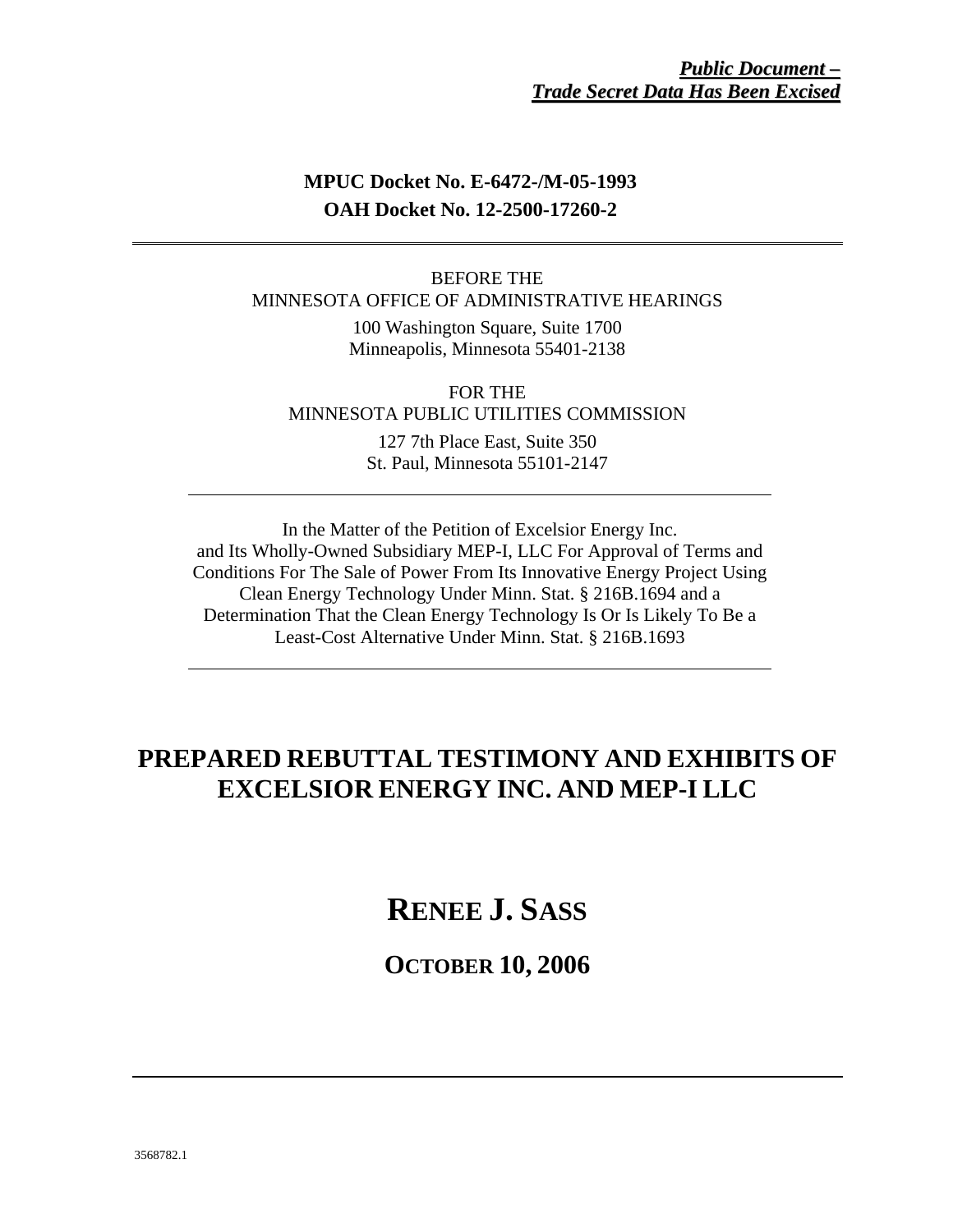***Public Document –***
***Trade Secret Data Has Been Excised***

**MPUC Docket No. E-6472-/M-05-1993**
**OAH Docket No. 12-2500-17260-2**

---

BEFORE THE
MINNESOTA OFFICE OF ADMINISTRATIVE HEARINGS

100 Washington Square, Suite 1700
Minneapolis, Minnesota 55401-2138

FOR THE
MINNESOTA PUBLIC UTILITIES COMMISSION

127 7th Place East, Suite 350
St. Paul, Minnesota 55101-2147

---

In the Matter of the Petition of Excelsior Energy Inc. and Its Wholly-Owned Subsidiary MEP-I, LLC For Approval of Terms and Conditions For The Sale of Power From Its Innovative Energy Project Using Clean Energy Technology Under Minn. Stat. § 216B.1694 and a Determination That the Clean Energy Technology Is Or Is Likely To Be a Least-Cost Alternative Under Minn. Stat. § 216B.1693

---

# PREPARED REBUTTAL TESTIMONY AND EXHIBITS OF EXCELSIOR ENERGY INC. AND MEP-I LLC

## RENEE J. SASS

### OCTOBER 10, 2006

---

3568782.1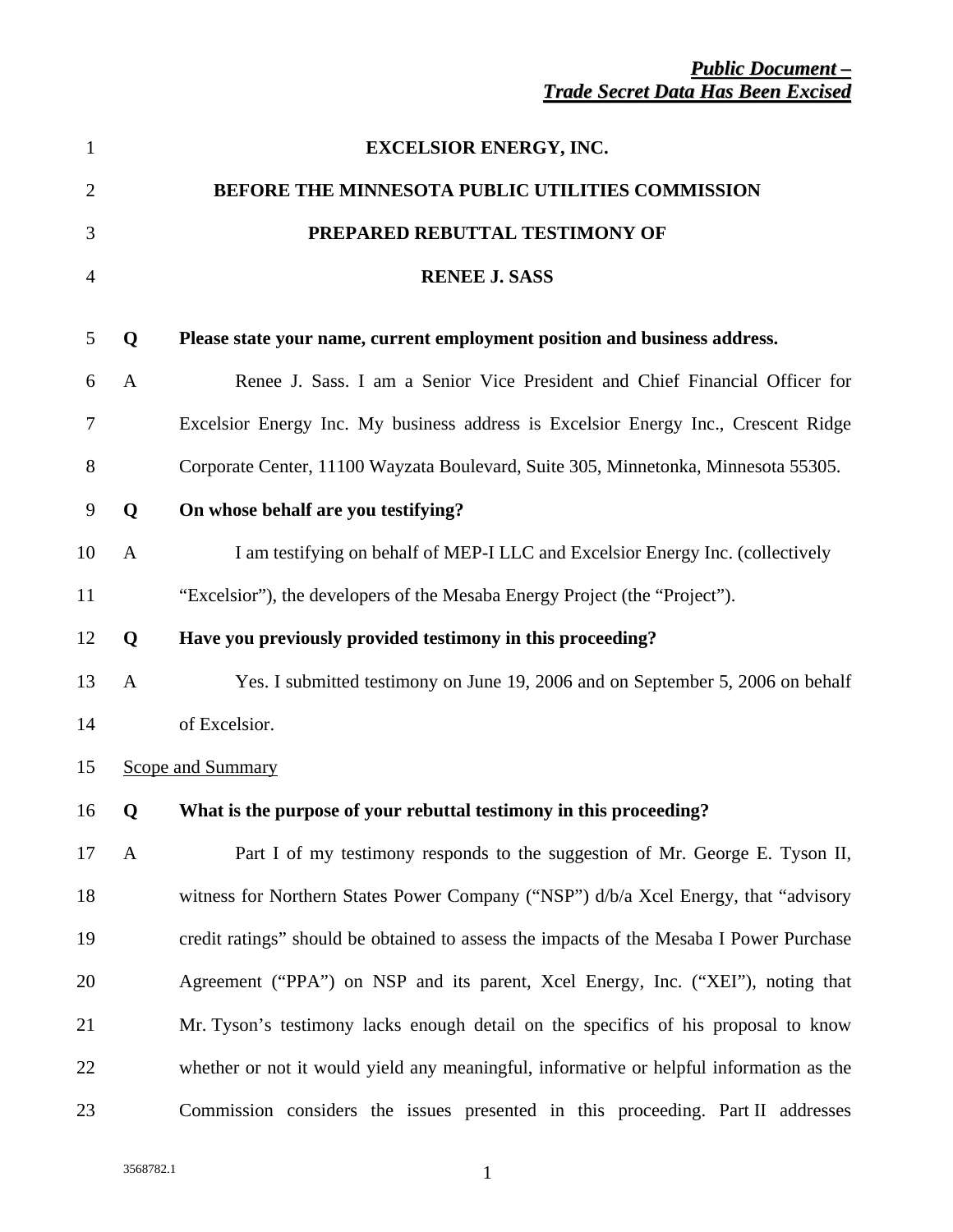***Public Document –***
***Trade Secret Data Has Been Excised***

**EXCELSIOR ENERGY, INC.**

**BEFORE THE MINNESOTA PUBLIC UTILITIES COMMISSION**

**PREPARED REBUTTAL TESTIMONY OF**

**RENEE J. SASS**

**Q Please state your name, current employment position and business address.**

A Renee J. Sass. I am a Senior Vice President and Chief Financial Officer for Excelsior Energy Inc. My business address is Excelsior Energy Inc., Crescent Ridge Corporate Center, 11100 Wayzata Boulevard, Suite 305, Minnetonka, Minnesota 55305.

**Q On whose behalf are you testifying?**

A I am testifying on behalf of MEP-I LLC and Excelsior Energy Inc. (collectively "Excelsior"), the developers of the Mesaba Energy Project (the "Project").

**Q Have you previously provided testimony in this proceeding?**

A Yes. I submitted testimony on June 19, 2006 and on September 5, 2006 on behalf of Excelsior.

Scope and Summary

**Q What is the purpose of your rebuttal testimony in this proceeding?**

A Part I of my testimony responds to the suggestion of Mr. George E. Tyson II, witness for Northern States Power Company ("NSP") d/b/a Xcel Energy, that "advisory credit ratings" should be obtained to assess the impacts of the Mesaba I Power Purchase Agreement ("PPA") on NSP and its parent, Xcel Energy, Inc. ("XEI"), noting that Mr. Tyson's testimony lacks enough detail on the specifics of his proposal to know whether or not it would yield any meaningful, informative or helpful information as the Commission considers the issues presented in this proceeding. Part II addresses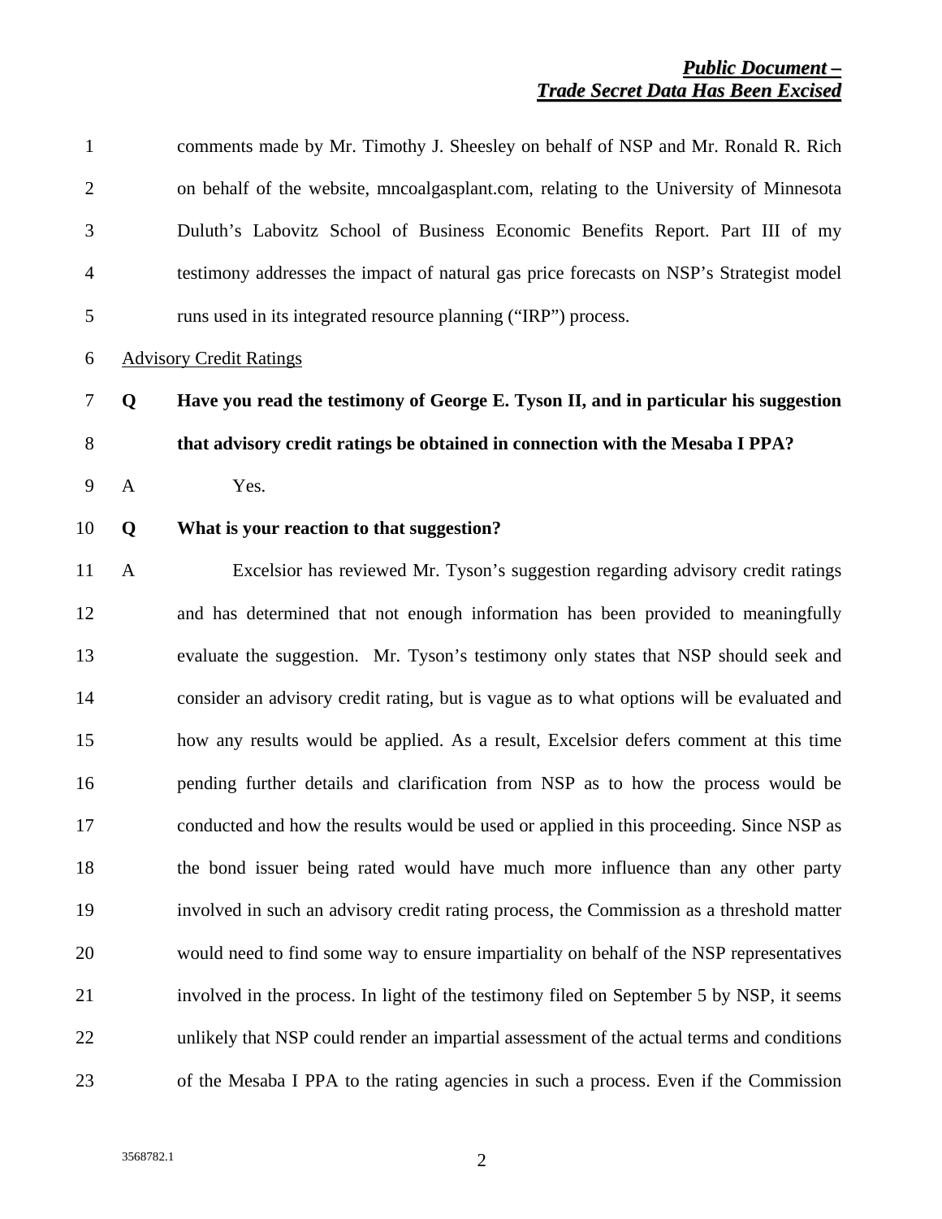comments made by Mr. Timothy J. Sheesley on behalf of NSP and Mr. Ronald R. Rich on behalf of the website, mncoalgasplant.com, relating to the University of Minnesota Duluth's Labovitz School of Business Economic Benefits Report. Part III of my testimony addresses the impact of natural gas price forecasts on NSP's Strategist model runs used in its integrated resource planning ("IRP") process.

Advisory Credit Ratings

**Q Have you read the testimony of George E. Tyson II, and in particular his suggestion that advisory credit ratings be obtained in connection with the Mesaba I PPA?**

A Yes.

**Q What is your reaction to that suggestion?**

A Excelsior has reviewed Mr. Tyson's suggestion regarding advisory credit ratings and has determined that not enough information has been provided to meaningfully evaluate the suggestion. Mr. Tyson's testimony only states that NSP should seek and consider an advisory credit rating, but is vague as to what options will be evaluated and how any results would be applied. As a result, Excelsior defers comment at this time pending further details and clarification from NSP as to how the process would be conducted and how the results would be used or applied in this proceeding. Since NSP as the bond issuer being rated would have much more influence than any other party involved in such an advisory credit rating process, the Commission as a threshold matter would need to find some way to ensure impartiality on behalf of the NSP representatives involved in the process. In light of the testimony filed on September 5 by NSP, it seems unlikely that NSP could render an impartial assessment of the actual terms and conditions of the Mesaba I PPA to the rating agencies in such a process. Even if the Commission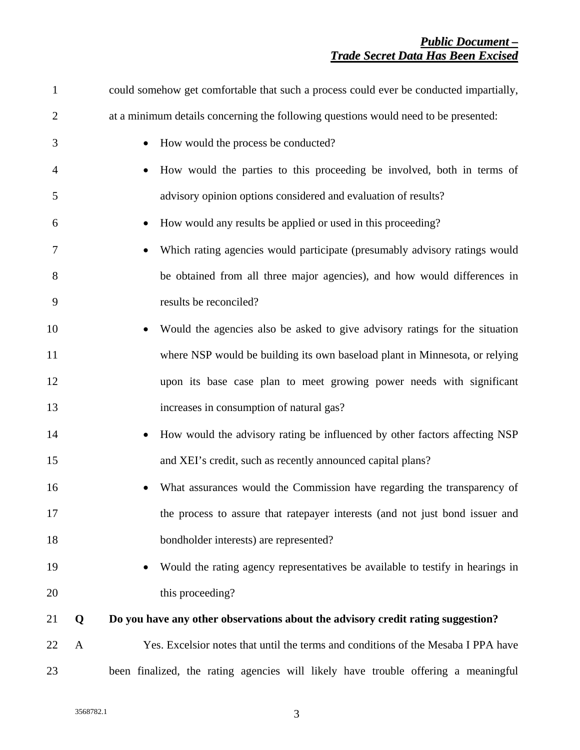could somehow get comfortable that such a process could ever be conducted impartially, at a minimum details concerning the following questions would need to be presented:

- How would the process be conducted?
- How would the parties to this proceeding be involved, both in terms of advisory opinion options considered and evaluation of results?
- How would any results be applied or used in this proceeding?
- Which rating agencies would participate (presumably advisory ratings would be obtained from all three major agencies), and how would differences in results be reconciled?
- Would the agencies also be asked to give advisory ratings for the situation where NSP would be building its own baseload plant in Minnesota, or relying upon its base case plan to meet growing power needs with significant increases in consumption of natural gas?
- How would the advisory rating be influenced by other factors affecting NSP and XEI's credit, such as recently announced capital plans?
- What assurances would the Commission have regarding the transparency of the process to assure that ratepayer interests (and not just bond issuer and bondholder interests) are represented?
- Would the rating agency representatives be available to testify in hearings in this proceeding?

**Q Do you have any other observations about the advisory credit rating suggestion?**

A Yes. Excelsior notes that until the terms and conditions of the Mesaba I PPA have been finalized, the rating agencies will likely have trouble offering a meaningful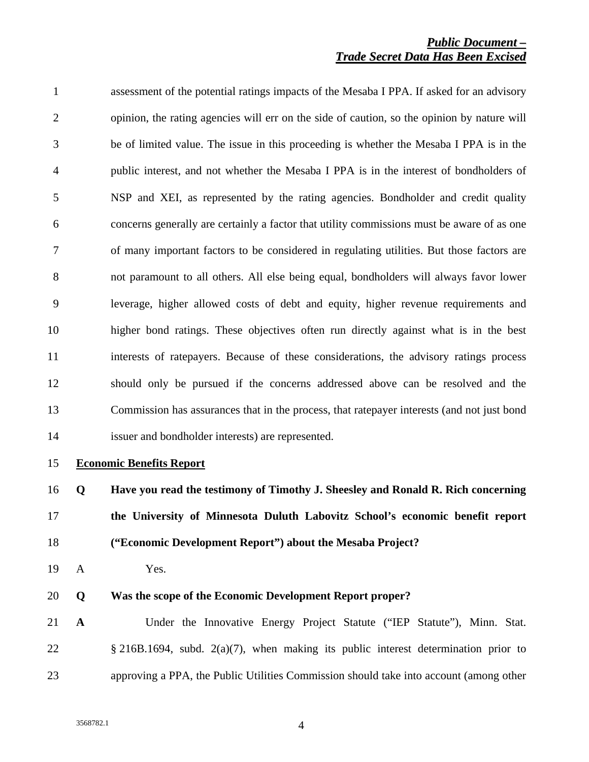assessment of the potential ratings impacts of the Mesaba I PPA. If asked for an advisory opinion, the rating agencies will err on the side of caution, so the opinion by nature will be of limited value. The issue in this proceeding is whether the Mesaba I PPA is in the public interest, and not whether the Mesaba I PPA is in the interest of bondholders of NSP and XEI, as represented by the rating agencies. Bondholder and credit quality concerns generally are certainly a factor that utility commissions must be aware of as one of many important factors to be considered in regulating utilities. But those factors are not paramount to all others. All else being equal, bondholders will always favor lower leverage, higher allowed costs of debt and equity, higher revenue requirements and higher bond ratings. These objectives often run directly against what is in the best interests of ratepayers. Because of these considerations, the advisory ratings process should only be pursued if the concerns addressed above can be resolved and the Commission has assurances that in the process, that ratepayer interests (and not just bond issuer and bondholder interests) are represented.

**Economic Benefits Report**

**Q Have you read the testimony of Timothy J. Sheesley and Ronald R. Rich concerning the University of Minnesota Duluth Labovitz School's economic benefit report ("Economic Development Report") about the Mesaba Project?**

A Yes.

**Q Was the scope of the Economic Development Report proper?**

**A** Under the Innovative Energy Project Statute ("IEP Statute"), Minn. Stat. § 216B.1694, subd. 2(a)(7), when making its public interest determination prior to approving a PPA, the Public Utilities Commission should take into account (among other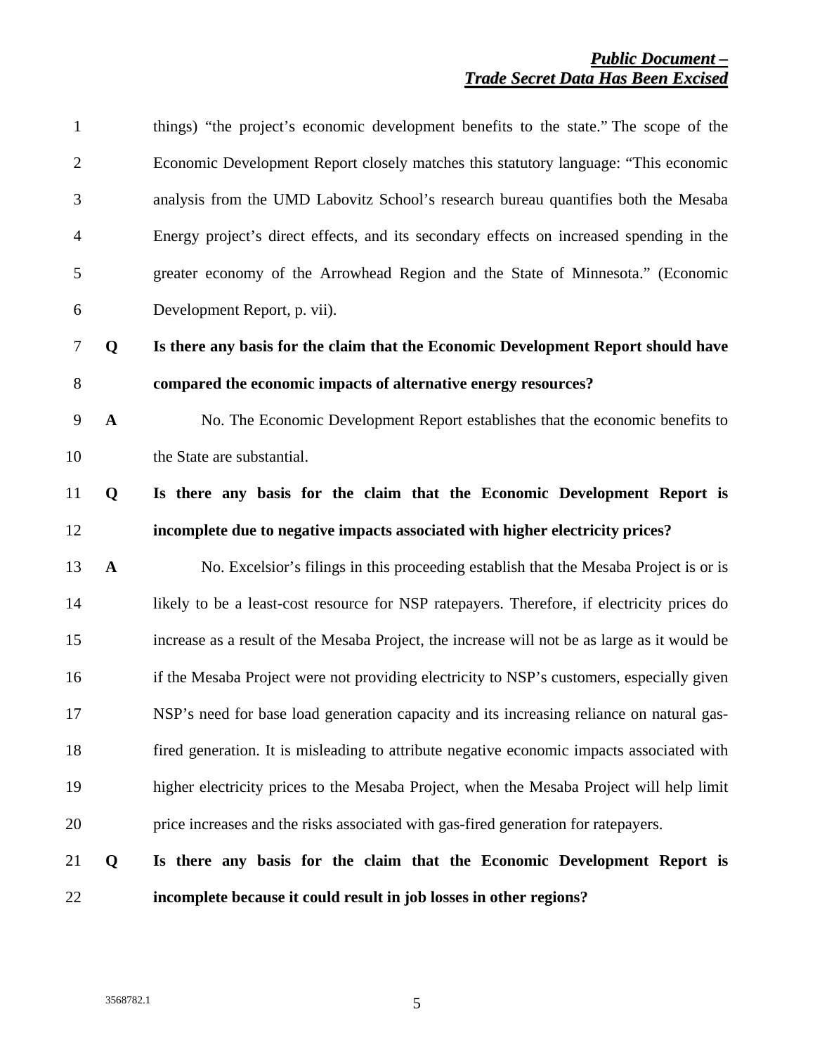things) "the project's economic development benefits to the state." The scope of the Economic Development Report closely matches this statutory language: "This economic analysis from the UMD Labovitz School's research bureau quantifies both the Mesaba Energy project's direct effects, and its secondary effects on increased spending in the greater economy of the Arrowhead Region and the State of Minnesota." (Economic Development Report, p. vii).

**Q Is there any basis for the claim that the Economic Development Report should have compared the economic impacts of alternative energy resources?**

**A** No. The Economic Development Report establishes that the economic benefits to the State are substantial.

**Q Is there any basis for the claim that the Economic Development Report is incomplete due to negative impacts associated with higher electricity prices?**

**A** No. Excelsior's filings in this proceeding establish that the Mesaba Project is or is likely to be a least-cost resource for NSP ratepayers. Therefore, if electricity prices do increase as a result of the Mesaba Project, the increase will not be as large as it would be if the Mesaba Project were not providing electricity to NSP's customers, especially given NSP's need for base load generation capacity and its increasing reliance on natural gas-fired generation. It is misleading to attribute negative economic impacts associated with higher electricity prices to the Mesaba Project, when the Mesaba Project will help limit price increases and the risks associated with gas-fired generation for ratepayers.

**Q Is there any basis for the claim that the Economic Development Report is incomplete because it could result in job losses in other regions?**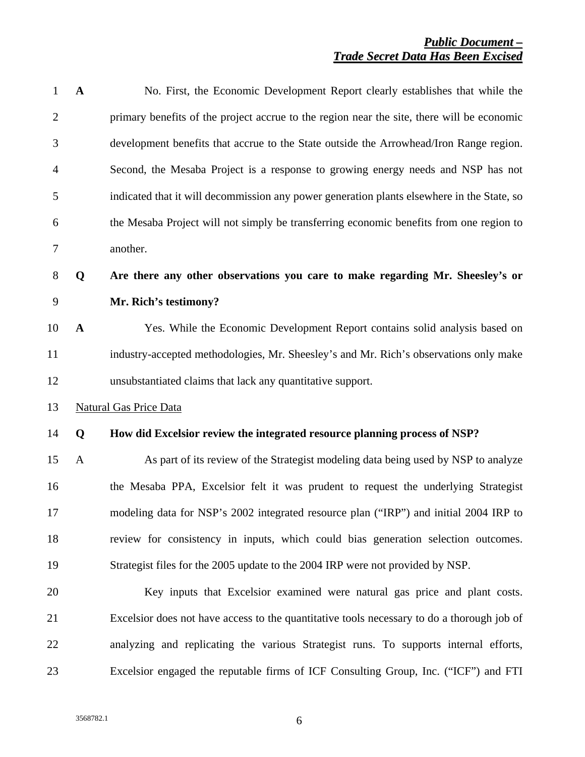**A** No. First, the Economic Development Report clearly establishes that while the primary benefits of the project accrue to the region near the site, there will be economic development benefits that accrue to the State outside the Arrowhead/Iron Range region. Second, the Mesaba Project is a response to growing energy needs and NSP has not indicated that it will decommission any power generation plants elsewhere in the State, so the Mesaba Project will not simply be transferring economic benefits from one region to another.

**Q Are there any other observations you care to make regarding Mr. Sheesley's or Mr. Rich's testimony?**

**A** Yes. While the Economic Development Report contains solid analysis based on industry-accepted methodologies, Mr. Sheesley's and Mr. Rich's observations only make unsubstantiated claims that lack any quantitative support.

Natural Gas Price Data

**Q How did Excelsior review the integrated resource planning process of NSP?**

A As part of its review of the Strategist modeling data being used by NSP to analyze the Mesaba PPA, Excelsior felt it was prudent to request the underlying Strategist modeling data for NSP's 2002 integrated resource plan ("IRP") and initial 2004 IRP to review for consistency in inputs, which could bias generation selection outcomes. Strategist files for the 2005 update to the 2004 IRP were not provided by NSP.

Key inputs that Excelsior examined were natural gas price and plant costs. Excelsior does not have access to the quantitative tools necessary to do a thorough job of analyzing and replicating the various Strategist runs. To supports internal efforts, Excelsior engaged the reputable firms of ICF Consulting Group, Inc. ("ICF") and FTI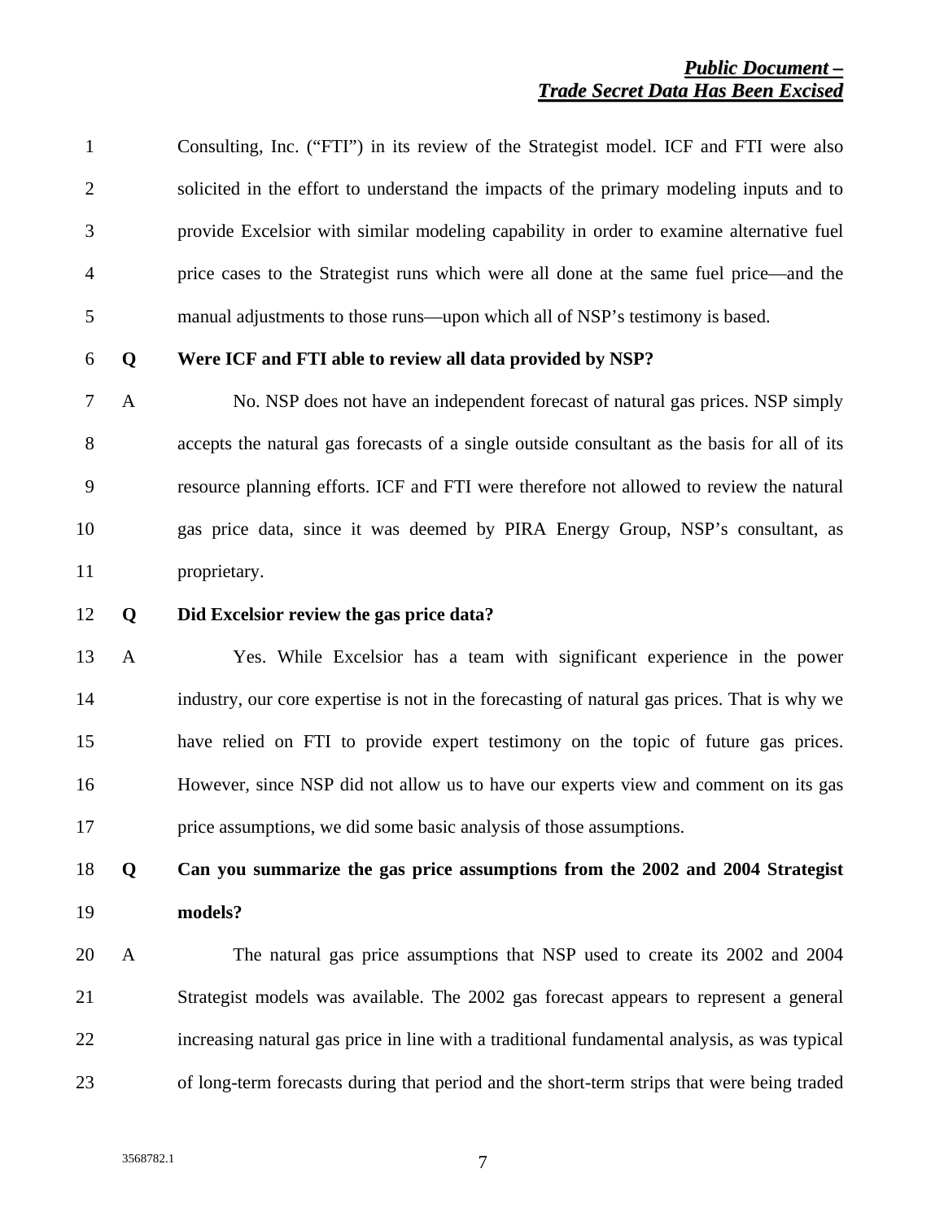Consulting, Inc. ("FTI") in its review of the Strategist model. ICF and FTI were also solicited in the effort to understand the impacts of the primary modeling inputs and to provide Excelsior with similar modeling capability in order to examine alternative fuel price cases to the Strategist runs which were all done at the same fuel price—and the manual adjustments to those runs—upon which all of NSP's testimony is based.

**Q Were ICF and FTI able to review all data provided by NSP?**

A No. NSP does not have an independent forecast of natural gas prices. NSP simply accepts the natural gas forecasts of a single outside consultant as the basis for all of its resource planning efforts. ICF and FTI were therefore not allowed to review the natural gas price data, since it was deemed by PIRA Energy Group, NSP's consultant, as proprietary.

**Q Did Excelsior review the gas price data?**

A Yes. While Excelsior has a team with significant experience in the power industry, our core expertise is not in the forecasting of natural gas prices. That is why we have relied on FTI to provide expert testimony on the topic of future gas prices. However, since NSP did not allow us to have our experts view and comment on its gas price assumptions, we did some basic analysis of those assumptions.

**Q Can you summarize the gas price assumptions from the 2002 and 2004 Strategist models?**

A The natural gas price assumptions that NSP used to create its 2002 and 2004 Strategist models was available. The 2002 gas forecast appears to represent a general increasing natural gas price in line with a traditional fundamental analysis, as was typical of long-term forecasts during that period and the short-term strips that were being traded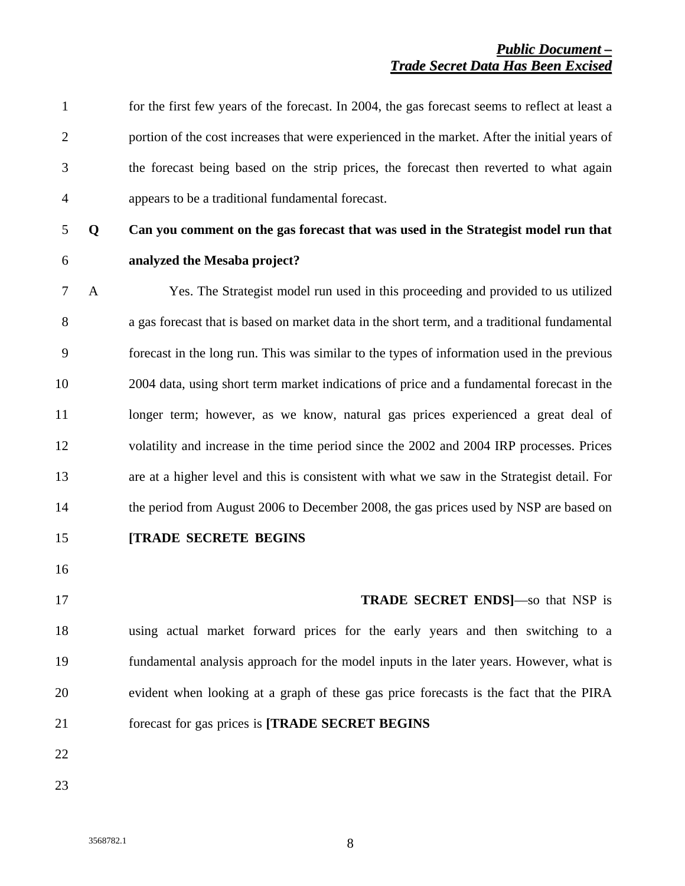for the first few years of the forecast. In 2004, the gas forecast seems to reflect at least a portion of the cost increases that were experienced in the market. After the initial years of the forecast being based on the strip prices, the forecast then reverted to what again appears to be a traditional fundamental forecast.

**Q Can you comment on the gas forecast that was used in the Strategist model run that analyzed the Mesaba project?**

A Yes. The Strategist model run used in this proceeding and provided to us utilized a gas forecast that is based on market data in the short term, and a traditional fundamental forecast in the long run. This was similar to the types of information used in the previous 2004 data, using short term market indications of price and a fundamental forecast in the longer term; however, as we know, natural gas prices experienced a great deal of volatility and increase in the time period since the 2002 and 2004 IRP processes. Prices are at a higher level and this is consistent with what we saw in the Strategist detail. For the period from August 2006 to December 2008, the gas prices used by NSP are based on **[TRADE SECRETE BEGINS**

**TRADE SECRET ENDS]**—so that NSP is using actual market forward prices for the early years and then switching to a fundamental analysis approach for the model inputs in the later years. However, what is evident when looking at a graph of these gas price forecasts is the fact that the PIRA forecast for gas prices is **[TRADE SECRET BEGINS**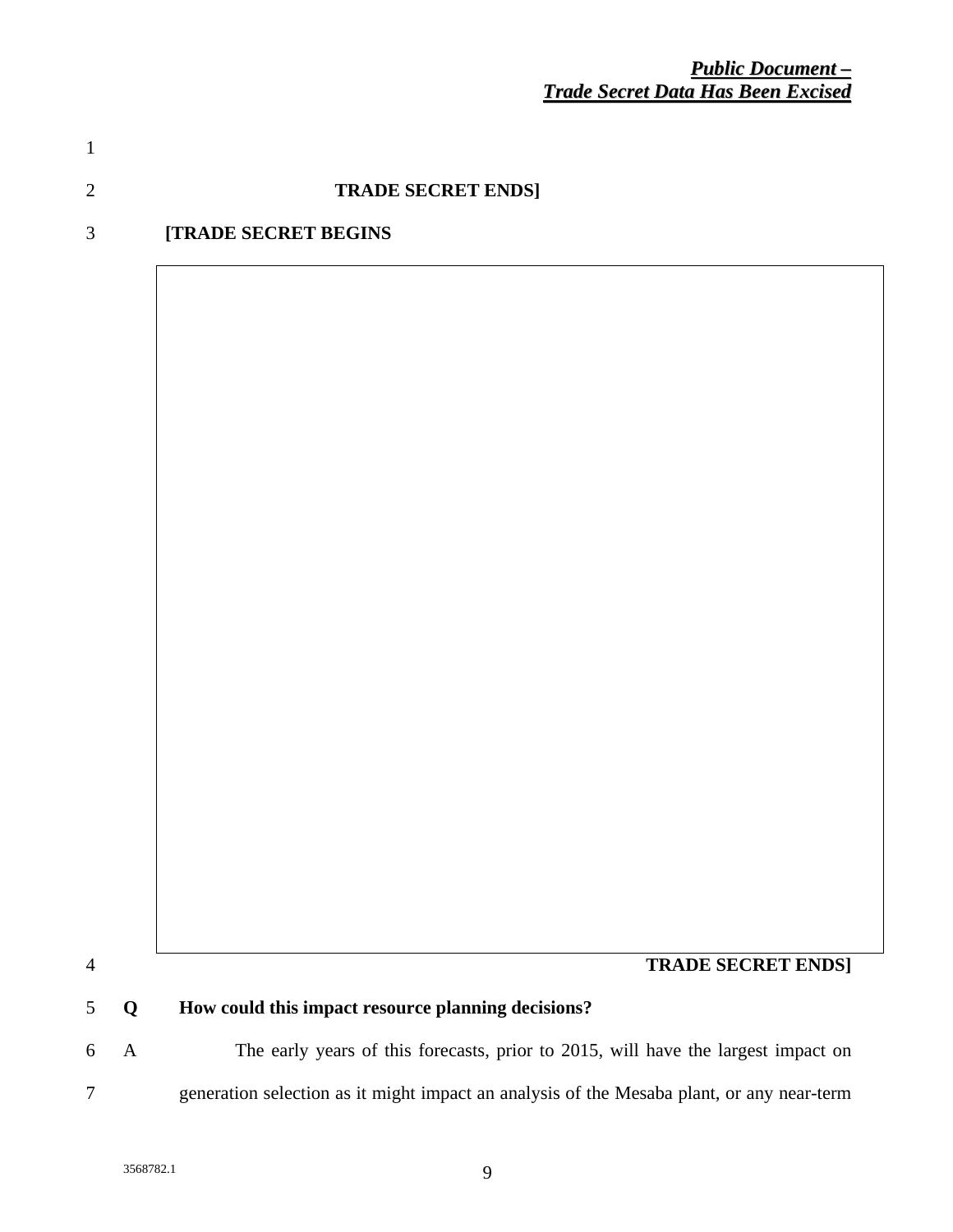TRADE SECRET ENDS]

[TRADE SECRET BEGINS

TRADE SECRET ENDS]

**Q How could this impact resource planning decisions?**

A The early years of this forecasts, prior to 2015, will have the largest impact on generation selection as it might impact an analysis of the Mesaba plant, or any near-term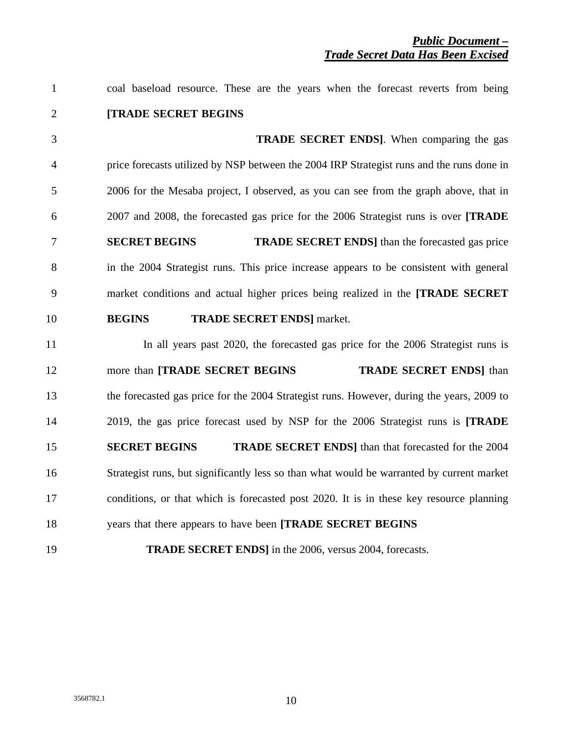coal baseload resource. These are the years when the forecast reverts from being **[TRADE SECRET BEGINS TRADE SECRET ENDS]**. When comparing the gas price forecasts utilized by NSP between the 2004 IRP Strategist runs and the runs done in 2006 for the Mesaba project, I observed, as you can see from the graph above, that in 2007 and 2008, the forecasted gas price for the 2006 Strategist runs is over **[TRADE SECRET BEGINS TRADE SECRET ENDS]** than the forecasted gas price in the 2004 Strategist runs. This price increase appears to be consistent with general market conditions and actual higher prices being realized in the **[TRADE SECRET BEGINS TRADE SECRET ENDS]** market.

In all years past 2020, the forecasted gas price for the 2006 Strategist runs is more than **[TRADE SECRET BEGINS TRADE SECRET ENDS]** than the forecasted gas price for the 2004 Strategist runs. However, during the years, 2009 to 2019, the gas price forecast used by NSP for the 2006 Strategist runs is **[TRADE SECRET BEGINS TRADE SECRET ENDS]** than that forecasted for the 2004 Strategist runs, but significantly less so than what would be warranted by current market conditions, or that which is forecasted post 2020. It is in these key resource planning years that there appears to have been **[TRADE SECRET BEGINS TRADE SECRET ENDS]** in the 2006, versus 2004, forecasts.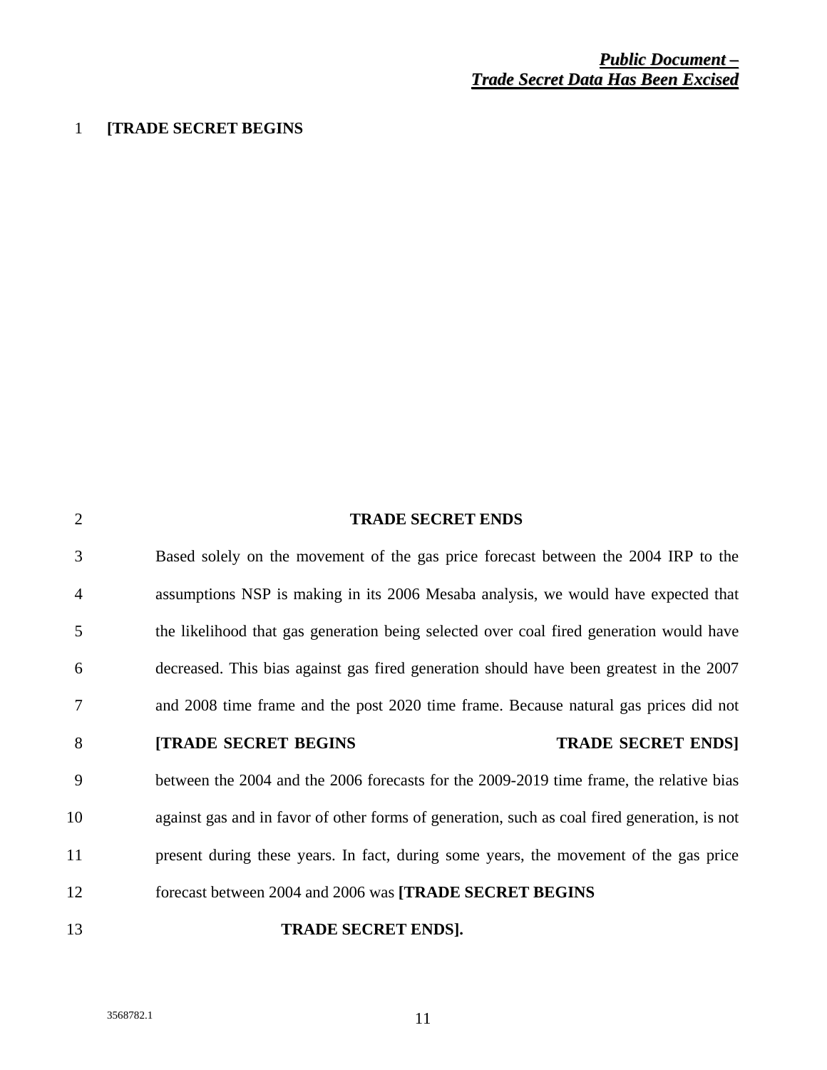**[TRADE SECRET BEGINS**

**TRADE SECRET ENDS**

Based solely on the movement of the gas price forecast between the 2004 IRP to the assumptions NSP is making in its 2006 Mesaba analysis, we would have expected that the likelihood that gas generation being selected over coal fired generation would have decreased. This bias against gas fired generation should have been greatest in the 2007 and 2008 time frame and the post 2020 time frame. Because natural gas prices did not **[TRADE SECRET BEGINS TRADE SECRET ENDS]** between the 2004 and the 2006 forecasts for the 2009-2019 time frame, the relative bias against gas and in favor of other forms of generation, such as coal fired generation, is not present during these years. In fact, during some years, the movement of the gas price forecast between 2004 and 2006 was **[TRADE SECRET BEGINS TRADE SECRET ENDS].**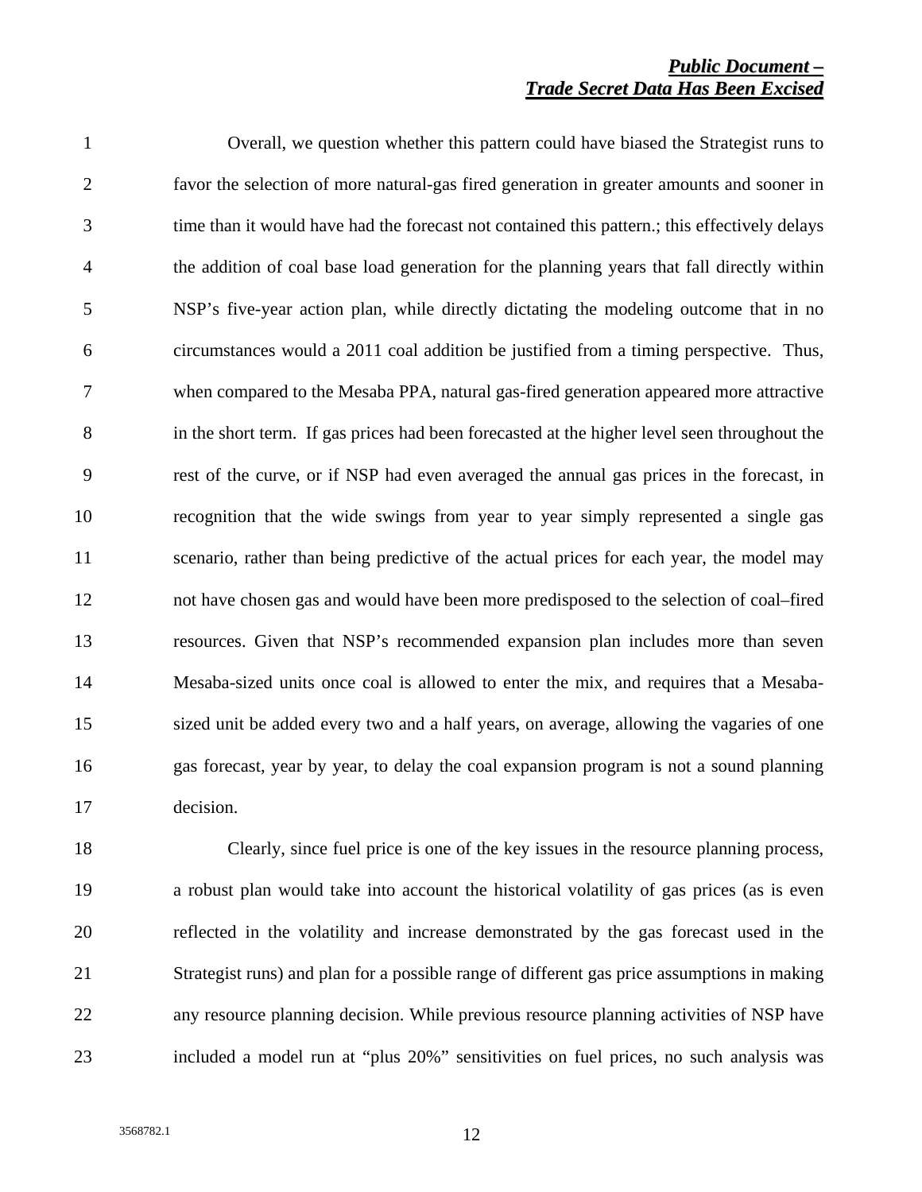**_Public Document –_**
**_Trade Secret Data Has Been Excised_**

Overall, we question whether this pattern could have biased the Strategist runs to favor the selection of more natural-gas fired generation in greater amounts and sooner in time than it would have had the forecast not contained this pattern.; this effectively delays the addition of coal base load generation for the planning years that fall directly within NSP's five-year action plan, while directly dictating the modeling outcome that in no circumstances would a 2011 coal addition be justified from a timing perspective. Thus, when compared to the Mesaba PPA, natural gas-fired generation appeared more attractive in the short term. If gas prices had been forecasted at the higher level seen throughout the rest of the curve, or if NSP had even averaged the annual gas prices in the forecast, in recognition that the wide swings from year to year simply represented a single gas scenario, rather than being predictive of the actual prices for each year, the model may not have chosen gas and would have been more predisposed to the selection of coal–fired resources. Given that NSP's recommended expansion plan includes more than seven Mesaba-sized units once coal is allowed to enter the mix, and requires that a Mesaba-sized unit be added every two and a half years, on average, allowing the vagaries of one gas forecast, year by year, to delay the coal expansion program is not a sound planning decision.

Clearly, since fuel price is one of the key issues in the resource planning process, a robust plan would take into account the historical volatility of gas prices (as is even reflected in the volatility and increase demonstrated by the gas forecast used in the Strategist runs) and plan for a possible range of different gas price assumptions in making any resource planning decision. While previous resource planning activities of NSP have included a model run at "plus 20%" sensitivities on fuel prices, no such analysis was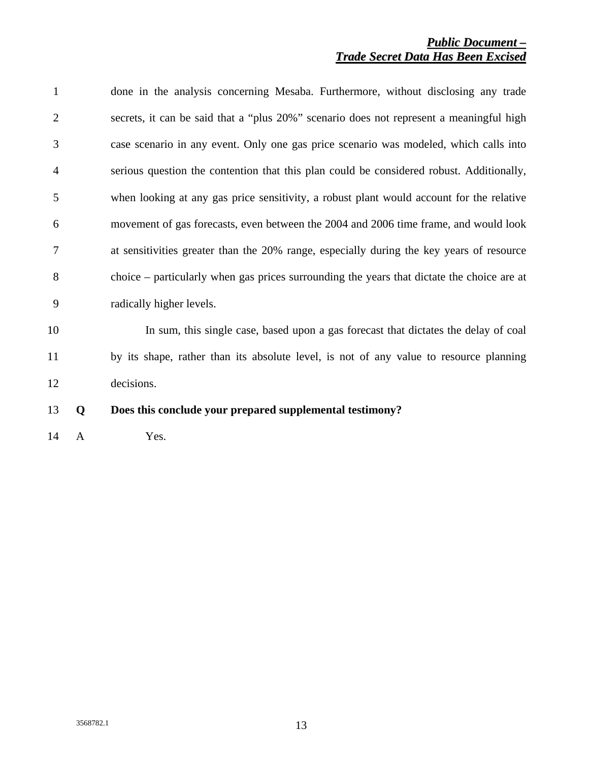done in the analysis concerning Mesaba. Furthermore, without disclosing any trade secrets, it can be said that a "plus 20%" scenario does not represent a meaningful high case scenario in any event. Only one gas price scenario was modeled, which calls into serious question the contention that this plan could be considered robust. Additionally, when looking at any gas price sensitivity, a robust plant would account for the relative movement of gas forecasts, even between the 2004 and 2006 time frame, and would look at sensitivities greater than the 20% range, especially during the key years of resource choice – particularly when gas prices surrounding the years that dictate the choice are at radically higher levels.

In sum, this single case, based upon a gas forecast that dictates the delay of coal by its shape, rather than its absolute level, is not of any value to resource planning decisions.

**Q Does this conclude your prepared supplemental testimony?**

A Yes.